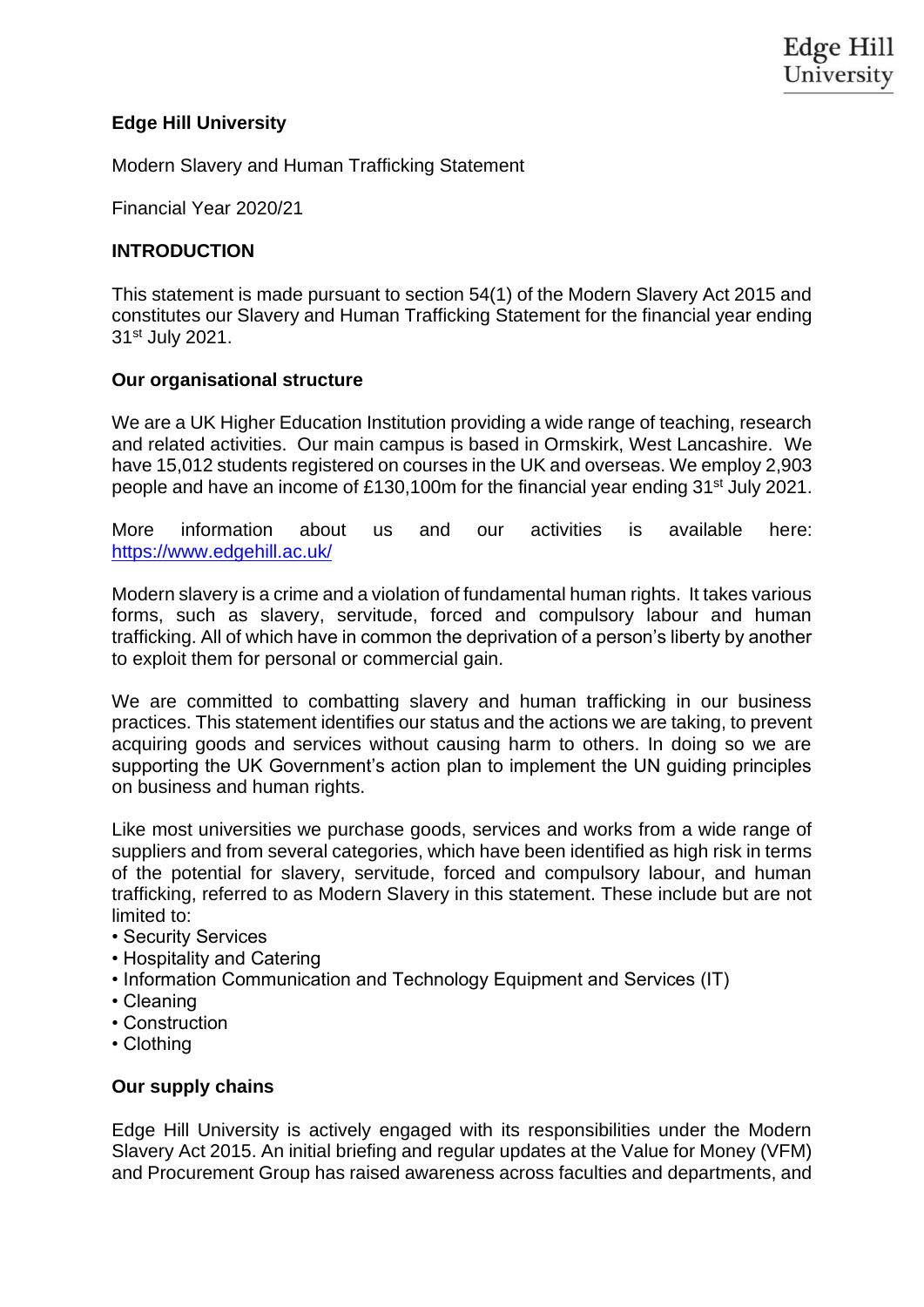# Edge Hill University

Modern Slavery and Human Trafficking Statement

Financial Year 2020/21

## INTRODUCTION

This statement is made pursuant to section 54(1) of the Modern Slavery Act 2015 and constitutes our Slavery and Human Trafficking Statement for the financial year ending 31st July 2021.

### Our organisational structure

We are a UK Higher Education Institution providing a wide range of teaching, research and related activities. Our main campus is based in Ormskirk, West Lancashire. We have 15,012 students registered on courses in the UK and overseas. We employ 2,903 people and have an income of £130,100m for the financial year ending 31st July 2021.

More information about us and our activities is available here: https://www.edgehill.ac.uk/

Modern slavery is a crime and a violation of fundamental human rights. It takes various forms, such as slavery, servitude, forced and compulsory labour and human trafficking. All of which have in common the deprivation of a person's liberty by another to exploit them for personal or commercial gain.

We are committed to combatting slavery and human trafficking in our business practices. This statement identifies our status and the actions we are taking, to prevent acquiring goods and services without causing harm to others. In doing so we are supporting the UK Government's action plan to implement the UN guiding principles on business and human rights.

Like most universities we purchase goods, services and works from a wide range of suppliers and from several categories, which have been identified as high risk in terms of the potential for slavery, servitude, forced and compulsory labour, and human trafficking, referred to as Modern Slavery in this statement. These include but are not limited to:

- Security Services
- Hospitality and Catering
- Information Communication and Technology Equipment and Services (IT)
- Cleaning
- Construction
- Clothing

### Our supply chains

Edge Hill University is actively engaged with its responsibilities under the Modern Slavery Act 2015. An initial briefing and regular updates at the Value for Money (VFM) and Procurement Group has raised awareness across faculties and departments, and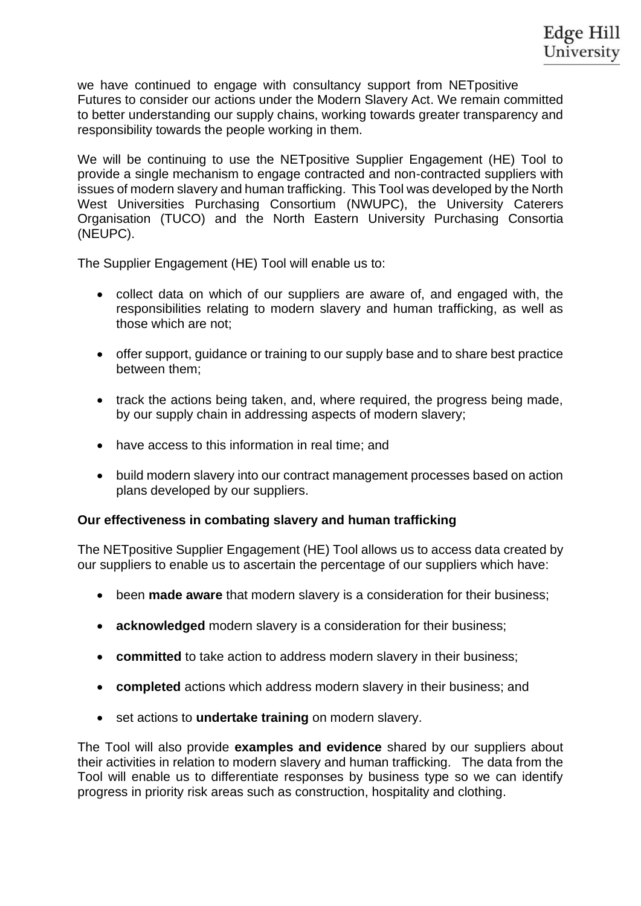we have continued to engage with consultancy support from NETpositive Futures to consider our actions under the Modern Slavery Act. We remain committed to better understanding our supply chains, working towards greater transparency and responsibility towards the people working in them.

We will be continuing to use the NETpositive Supplier Engagement (HE) Tool to provide a single mechanism to engage contracted and non-contracted suppliers with issues of modern slavery and human trafficking. This Tool was developed by the North West Universities Purchasing Consortium (NWUPC), the University Caterers Organisation (TUCO) and the North Eastern University Purchasing Consortia (NEUPC).

The Supplier Engagement (HE) Tool will enable us to:

- collect data on which of our suppliers are aware of, and engaged with, the responsibilities relating to modern slavery and human trafficking, as well as those which are not;
- offer support, guidance or training to our supply base and to share best practice between them;
- track the actions being taken, and, where required, the progress being made, by our supply chain in addressing aspects of modern slavery;
- have access to this information in real time; and
- build modern slavery into our contract management processes based on action plans developed by our suppliers.

**Our effectiveness in combating slavery and human trafficking**

The NETpositive Supplier Engagement (HE) Tool allows us to access data created by our suppliers to enable us to ascertain the percentage of our suppliers which have:

- been **made aware** that modern slavery is a consideration for their business;
- **acknowledged** modern slavery is a consideration for their business;
- **committed** to take action to address modern slavery in their business;
- **completed** actions which address modern slavery in their business; and
- set actions to **undertake training** on modern slavery.

The Tool will also provide **examples and evidence** shared by our suppliers about their activities in relation to modern slavery and human trafficking. The data from the Tool will enable us to differentiate responses by business type so we can identify progress in priority risk areas such as construction, hospitality and clothing.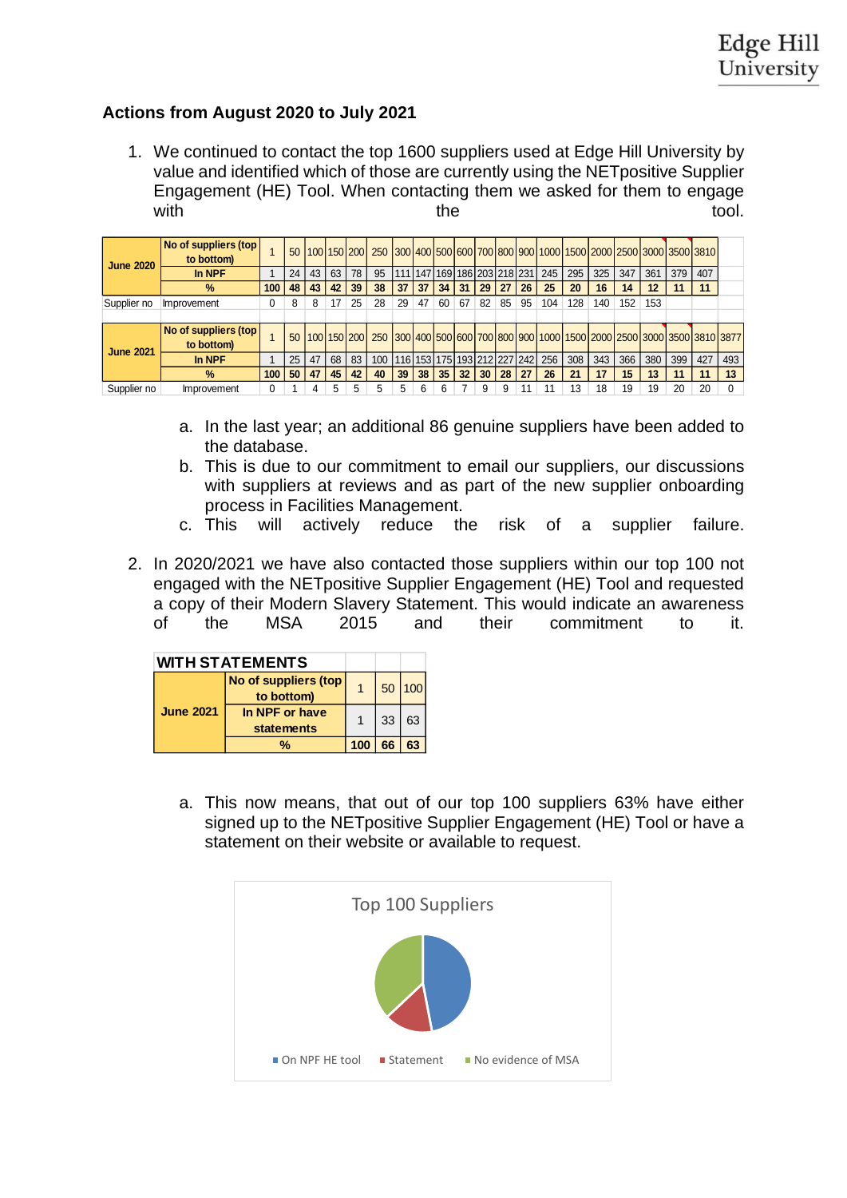**Actions from August 2020 to July 2021**

1. We continued to contact the top 1600 suppliers used at Edge Hill University by value and identified which of those are currently using the NETpositive Supplier Engagement (HE) Tool. When contacting them we asked for them to engage with the tool.

| | | | | | | | | | | | | | | | | | | | | | | |
|---|---|---|---|---|---|---|---|---|---|---|---|---|---|---|---|---|---|---|---|---|---|---|
| **June 2020** | **No of suppliers (top to bottom)** | 1 | 50 | 100 | 150 | 200 | 250 | 300 | 400 | 500 | 600 | 700 | 800 | 900 | 1000 | 1500 | 2000 | 2500 | 3000 | 3500 | 3810 | |
| | **In NPF** | 1 | 24 | 43 | 63 | 78 | 95 | 111 | 147 | 169 | 186 | 203 | 218 | 231 | 245 | 295 | 325 | 347 | 361 | 379 | 407 | |
| | **%** | **100** | **48** | **43** | **42** | **39** | **38** | **37** | **37** | **34** | **31** | **29** | **27** | **26** | **25** | **20** | **16** | **14** | **12** | **11** | **11** | |
| Supplier no | Improvement | 0 | 8 | 8 | 17 | 25 | 28 | 29 | 47 | 60 | 67 | 82 | 85 | 95 | 104 | 128 | 140 | 152 | 153 | | | |
| **June 2021** | **No of suppliers (top to bottom)** | 1 | 50 | 100 | 150 | 200 | 250 | 300 | 400 | 500 | 600 | 700 | 800 | 900 | 1000 | 1500 | 2000 | 2500 | 3000 | 3500 | 3810 | 3877 |
| | **In NPF** | 1 | 25 | 47 | 68 | 83 | 100 | 116 | 153 | 175 | 193 | 212 | 227 | 242 | 256 | 308 | 343 | 366 | 380 | 399 | 427 | 493 |
| | **%** | **100** | **50** | **47** | **45** | **42** | **40** | **39** | **38** | **35** | **32** | **30** | **28** | **27** | **26** | **21** | **17** | **15** | **13** | **11** | **11** | **13** |
| Supplier no | Improvement | 0 | 1 | 4 | 5 | 5 | 5 | 5 | 6 | 6 | 7 | 9 | 9 | 11 | 11 | 13 | 18 | 19 | 19 | 20 | 20 | 0 |

   a. In the last year; an additional 86 genuine suppliers have been added to the database.
   b. This is due to our commitment to email our suppliers, our discussions with suppliers at reviews and as part of the new supplier onboarding process in Facilities Management.
   c. This will actively reduce the risk of a supplier failure.

2. In 2020/2021 we have also contacted those suppliers within our top 100 not engaged with the NETpositive Supplier Engagement (HE) Tool and requested a copy of their Modern Slavery Statement. This would indicate an awareness of the MSA 2015 and their commitment to it.

| **WITH STATEMENTS** | | | | |
|---|---|---|---|---|
| **June 2021** | **No of suppliers (top to bottom)** | 1 | 50 | 100 |
| | **In NPF or have statements** | 1 | 33 | 63 |
| | **%** | **100** | **66** | **63** |

   a. This now means, that out of our top 100 suppliers 63% have either signed up to the NETpositive Supplier Engagement (HE) Tool or have a statement on their website or available to request.

Top 100 Suppliers

On NPF HE tool | Statement | No evidence of MSA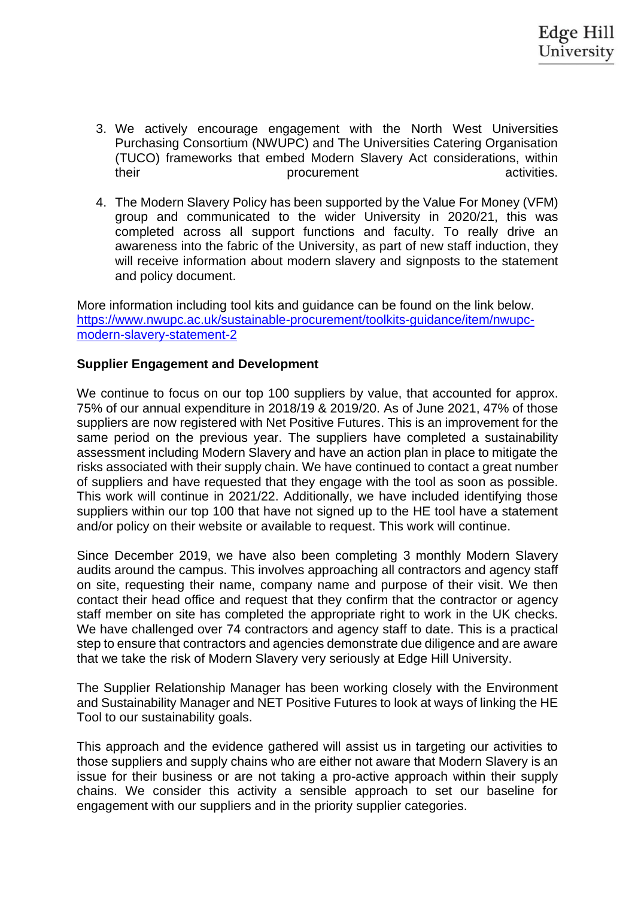3. We actively encourage engagement with the North West Universities Purchasing Consortium (NWUPC) and The Universities Catering Organisation (TUCO) frameworks that embed Modern Slavery Act considerations, within their procurement activities.

4. The Modern Slavery Policy has been supported by the Value For Money (VFM) group and communicated to the wider University in 2020/21, this was completed across all support functions and faculty. To really drive an awareness into the fabric of the University, as part of new staff induction, they will receive information about modern slavery and signposts to the statement and policy document.

More information including tool kits and guidance can be found on the link below.
https://www.nwupc.ac.uk/sustainable-procurement/toolkits-guidance/item/nwupc-modern-slavery-statement-2

**Supplier Engagement and Development**

We continue to focus on our top 100 suppliers by value, that accounted for approx. 75% of our annual expenditure in 2018/19 & 2019/20. As of June 2021, 47% of those suppliers are now registered with Net Positive Futures. This is an improvement for the same period on the previous year. The suppliers have completed a sustainability assessment including Modern Slavery and have an action plan in place to mitigate the risks associated with their supply chain. We have continued to contact a great number of suppliers and have requested that they engage with the tool as soon as possible. This work will continue in 2021/22. Additionally, we have included identifying those suppliers within our top 100 that have not signed up to the HE tool have a statement and/or policy on their website or available to request. This work will continue.

Since December 2019, we have also been completing 3 monthly Modern Slavery audits around the campus. This involves approaching all contractors and agency staff on site, requesting their name, company name and purpose of their visit. We then contact their head office and request that they confirm that the contractor or agency staff member on site has completed the appropriate right to work in the UK checks. We have challenged over 74 contractors and agency staff to date. This is a practical step to ensure that contractors and agencies demonstrate due diligence and are aware that we take the risk of Modern Slavery very seriously at Edge Hill University.

The Supplier Relationship Manager has been working closely with the Environment and Sustainability Manager and NET Positive Futures to look at ways of linking the HE Tool to our sustainability goals.

This approach and the evidence gathered will assist us in targeting our activities to those suppliers and supply chains who are either not aware that Modern Slavery is an issue for their business or are not taking a pro-active approach within their supply chains. We consider this activity a sensible approach to set our baseline for engagement with our suppliers and in the priority supplier categories.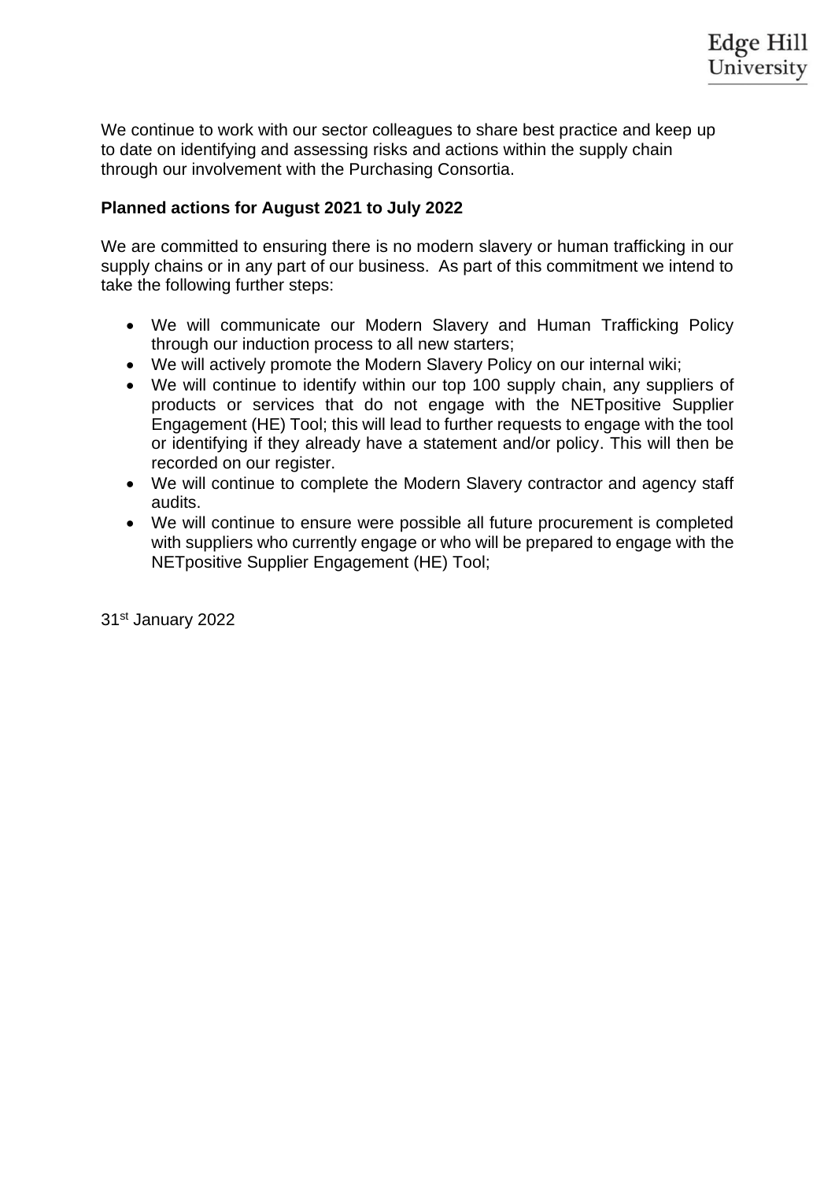We continue to work with our sector colleagues to share best practice and keep up to date on identifying and assessing risks and actions within the supply chain through our involvement with the Purchasing Consortia.

**Planned actions for August 2021 to July 2022**

We are committed to ensuring there is no modern slavery or human trafficking in our supply chains or in any part of our business. As part of this commitment we intend to take the following further steps:

- We will communicate our Modern Slavery and Human Trafficking Policy through our induction process to all new starters;
- We will actively promote the Modern Slavery Policy on our internal wiki;
- We will continue to identify within our top 100 supply chain, any suppliers of products or services that do not engage with the NETpositive Supplier Engagement (HE) Tool; this will lead to further requests to engage with the tool or identifying if they already have a statement and/or policy. This will then be recorded on our register.
- We will continue to complete the Modern Slavery contractor and agency staff audits.
- We will continue to ensure were possible all future procurement is completed with suppliers who currently engage or who will be prepared to engage with the NETpositive Supplier Engagement (HE) Tool;

31st January 2022